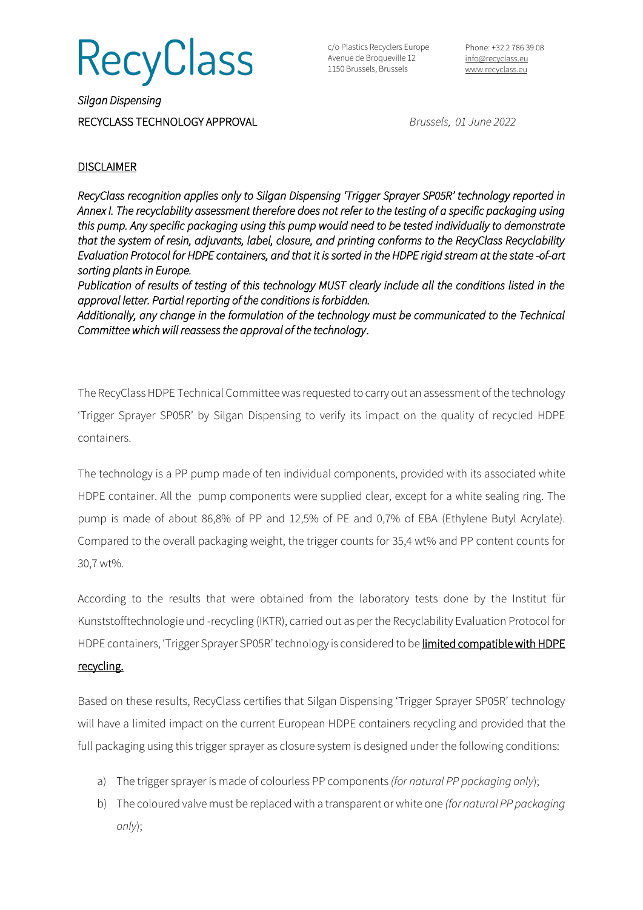# RecyClass

c/o Plastics Recyclers Europe
Avenue de Broqueville 12
1150 Brussels, Brussels

Phone: +32 2 786 39 08
info@recyclass.eu
www.recyclass.eu

*Silgan Dispensing*

RECYCLASS TECHNOLOGY APPROVAL

*Brussels, 01 June 2022*

## DISCLAIMER

*RecyClass recognition applies only to Silgan Dispensing 'Trigger Sprayer SP05R' technology reported in Annex I. The recyclability assessment therefore does not refer to the testing of a specific packaging using this pump. Any specific packaging using this pump would need to be tested individually to demonstrate that the system of resin, adjuvants, label, closure, and printing conforms to the RecyClass Recyclability Evaluation Protocol for HDPE containers, and that it is sorted in the HDPE rigid stream at the state -of-art sorting plants in Europe.*
*Publication of results of testing of this technology MUST clearly include all the conditions listed in the approval letter. Partial reporting of the conditions is forbidden.*
*Additionally, any change in the formulation of the technology must be communicated to the Technical Committee which will reassess the approval of the technology.*

The RecyClass HDPE Technical Committee was requested to carry out an assessment of the technology 'Trigger Sprayer SP05R' by Silgan Dispensing to verify its impact on the quality of recycled HDPE containers.

The technology is a PP pump made of ten individual components, provided with its associated white HDPE container. All the pump components were supplied clear, except for a white sealing ring. The pump is made of about 86,8% of PP and 12,5% of PE and 0,7% of EBA (Ethylene Butyl Acrylate). Compared to the overall packaging weight, the trigger counts for 35,4 wt% and PP content counts for 30,7 wt%.

According to the results that were obtained from the laboratory tests done by the Institut für Kunststofftechnologie und -recycling (IKTR), carried out as per the Recyclability Evaluation Protocol for HDPE containers, 'Trigger Sprayer SP05R' technology is considered to be limited compatible with HDPE recycling.

Based on these results, RecyClass certifies that Silgan Dispensing 'Trigger Sprayer SP05R' technology will have a limited impact on the current European HDPE containers recycling and provided that the full packaging using this trigger sprayer as closure system is designed under the following conditions:

a) The trigger sprayer is made of colourless PP components *(for natural PP packaging only)*;
b) The coloured valve must be replaced with a transparent or white one *(for natural PP packaging only)*;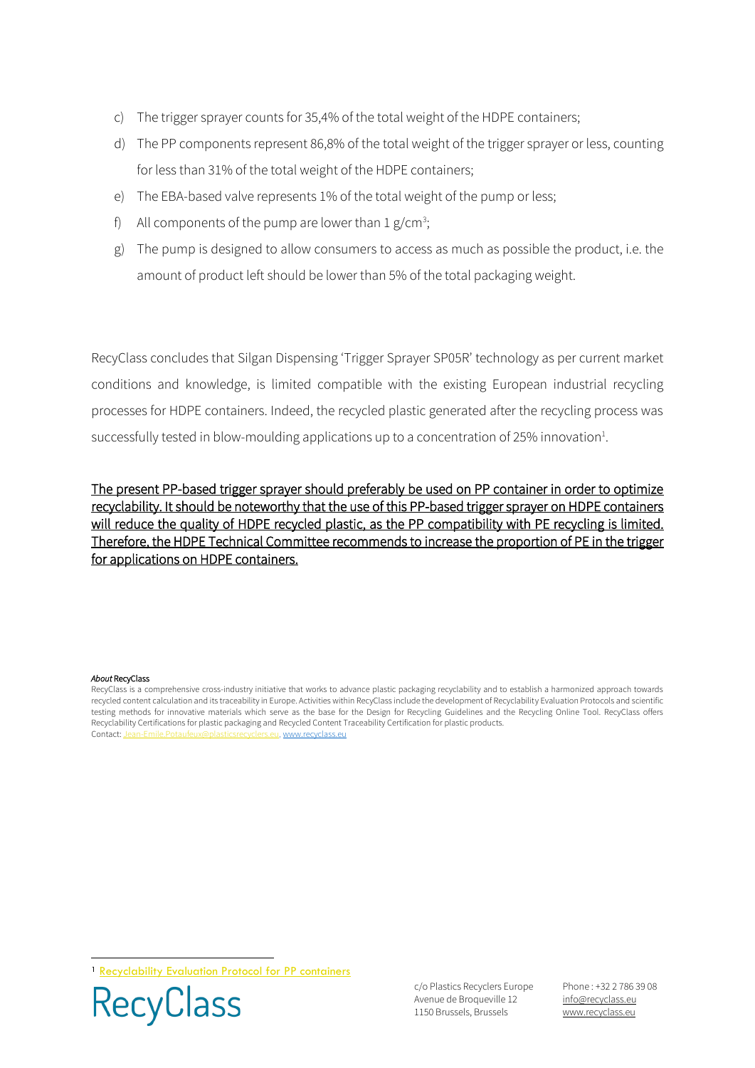c) The trigger sprayer counts for 35,4% of the total weight of the HDPE containers;
d) The PP components represent 86,8% of the total weight of the trigger sprayer or less, counting for less than 31% of the total weight of the HDPE containers;
e) The EBA-based valve represents 1% of the total weight of the pump or less;
f) All components of the pump are lower than 1 g/cm$^3$;
g) The pump is designed to allow consumers to access as much as possible the product, i.e. the amount of product left should be lower than 5% of the total packaging weight.

RecyClass concludes that Silgan Dispensing 'Trigger Sprayer SP05R' technology as per current market conditions and knowledge, is limited compatible with the existing European industrial recycling processes for HDPE containers. Indeed, the recycled plastic generated after the recycling process was successfully tested in blow-moulding applications up to a concentration of 25% innovation[1].

<u>The present PP-based trigger sprayer should preferably be used on PP container in order to optimize recyclability. It should be noteworthy that the use of this PP-based trigger sprayer on HDPE containers will reduce the quality of HDPE recycled plastic, as the PP compatibility with PE recycling is limited. Therefore, the HDPE Technical Committee recommends to increase the proportion of PE in the trigger for applications on HDPE containers.</u>

*About* RecyClass
RecyClass is a comprehensive cross-industry initiative that works to advance plastic packaging recyclability and to establish a harmonized approach towards recycled content calculation and its traceability in Europe. Activities within RecyClass include the development of Recyclability Evaluation Protocols and scientific testing methods for innovative materials which serve as the base for the Design for Recycling Guidelines and the Recycling Online Tool. RecyClass offers Recyclability Certifications for plastic packaging and Recycled Content Traceability Certification for plastic products.
Contact: Jean-Emile.Potaufeux@plasticsrecyclers.eu, www.recyclass.eu

[1] Recyclability Evaluation Protocol for PP containers

RecyClass

c/o Plastics Recyclers Europe
Avenue de Broqueville 12
1150 Brussels, Brussels

Phone : +32 2 786 39 08
info@recyclass.eu
www.recyclass.eu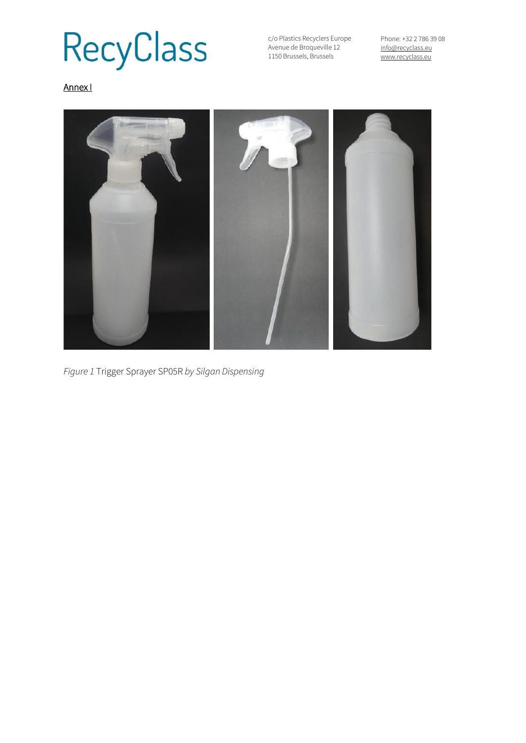Annex I

*Figure 1* Trigger Sprayer SP05R *by Silgan Dispensing*